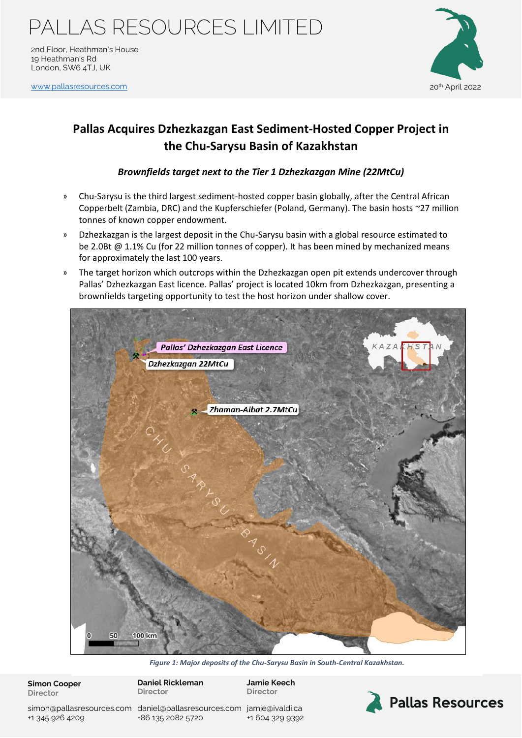# PALLAS RESOURCES LIMITED

2nd Floor, Heathman's House
19 Heathman's Rd
London, SW6 4TJ, UK

www.pallasresources.com

20th April 2022

## Pallas Acquires Dzhezkazgan East Sediment-Hosted Copper Project in the Chu-Sarysu Basin of Kazakhstan

### *Brownfields target next to the Tier 1 Dzhezkazgan Mine (22MtCu)*

- Chu-Sarysu is the third largest sediment-hosted copper basin globally, after the Central African Copperbelt (Zambia, DRC) and the Kupferschiefer (Poland, Germany). The basin hosts ~27 million tonnes of known copper endowment.
- Dzhezkazgan is the largest deposit in the Chu-Sarysu basin with a global resource estimated to be 2.0Bt @ 1.1% Cu (for 22 million tonnes of copper). It has been mined by mechanized means for approximately the last 100 years.
- The target horizon which outcrops within the Dzhezkazgan open pit extends undercover through Pallas' Dzhezkazgan East licence. Pallas' project is located 10km from Dzhezkazgan, presenting a brownfields targeting opportunity to test the host horizon under shallow cover.

*Figure 1: Major deposits of the Chu-Sarysu Basin in South-Central Kazakhstan.*

**Simon Cooper**
Director
simon@pallasresources.com
+1 345 926 4209

**Daniel Rickleman**
Director
daniel@pallasresources.com
+86 135 2082 5720

**Jamie Keech**
Director
jamie@ivaldi.ca
+1 604 329 9392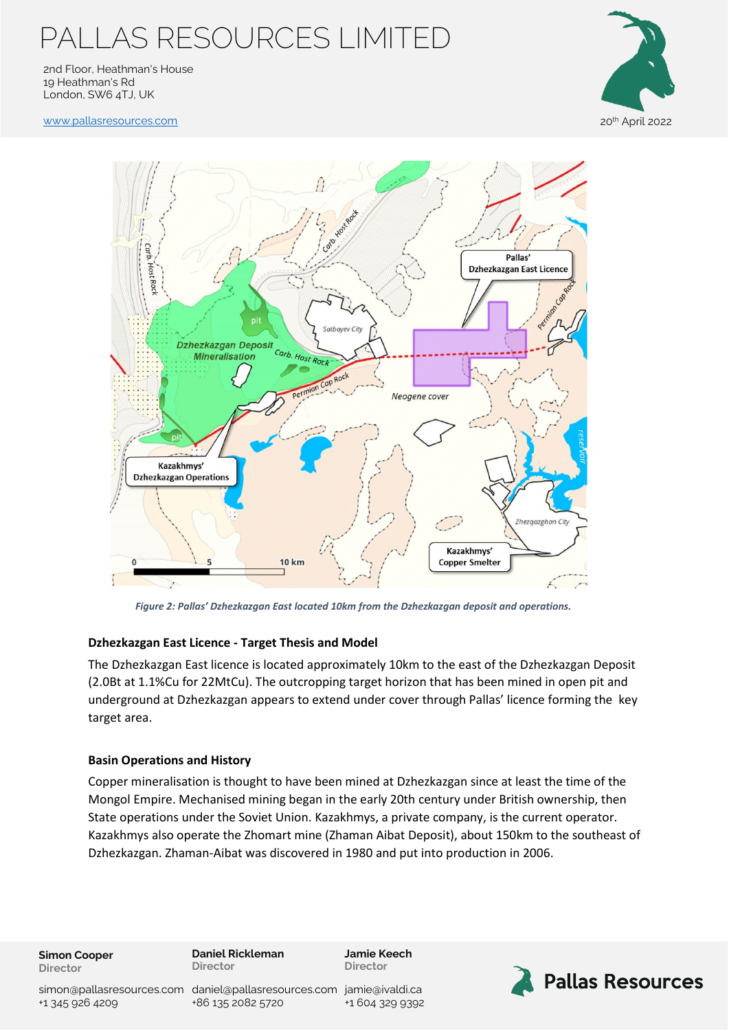*Figure 2: Pallas' Dzhezkazgan East located 10km from the Dzhezkazgan deposit and operations.*

### Dzhezkazgan East Licence - Target Thesis and Model

The Dzhezkazgan East licence is located approximately 10km to the east of the Dzhezkazgan Deposit (2.0Bt at 1.1%Cu for 22MtCu). The outcropping target horizon that has been mined in open pit and underground at Dzhezkazgan appears to extend under cover through Pallas' licence forming the key target area.

### Basin Operations and History

Copper mineralisation is thought to have been mined at Dzhezkazgan since at least the time of the Mongol Empire. Mechanised mining began in the early 20th century under British ownership, then State operations under the Soviet Union. Kazakhmys, a private company, is the current operator. Kazakhmys also operate the Zhomart mine (Zhaman Aibat Deposit), about 150km to the southeast of Dzhezkazgan. Zhaman-Aibat was discovered in 1980 and put into production in 2006.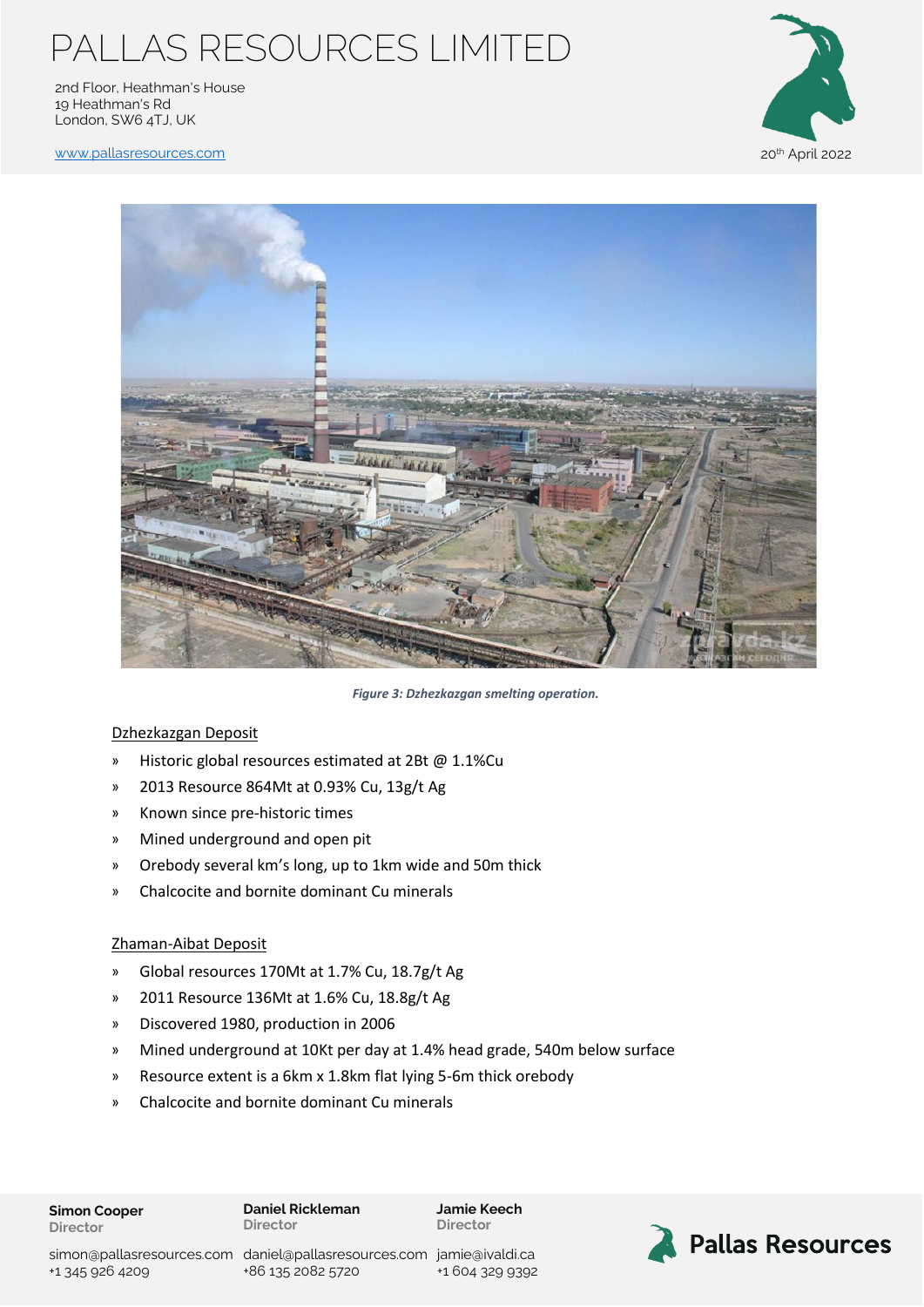*Figure 3: Dzhezkazgan smelting operation.*

## Dzhezkazgan Deposit

- Historic global resources estimated at 2Bt @ 1.1%Cu
- 2013 Resource 864Mt at 0.93% Cu, 13g/t Ag
- Known since pre-historic times
- Mined underground and open pit
- Orebody several km's long, up to 1km wide and 50m thick
- Chalcocite and bornite dominant Cu minerals

## Zhaman-Aibat Deposit

- Global resources 170Mt at 1.7% Cu, 18.7g/t Ag
- 2011 Resource 136Mt at 1.6% Cu, 18.8g/t Ag
- Discovered 1980, production in 2006
- Mined underground at 10Kt per day at 1.4% head grade, 540m below surface
- Resource extent is a 6km x 1.8km flat lying 5-6m thick orebody
- Chalcocite and bornite dominant Cu minerals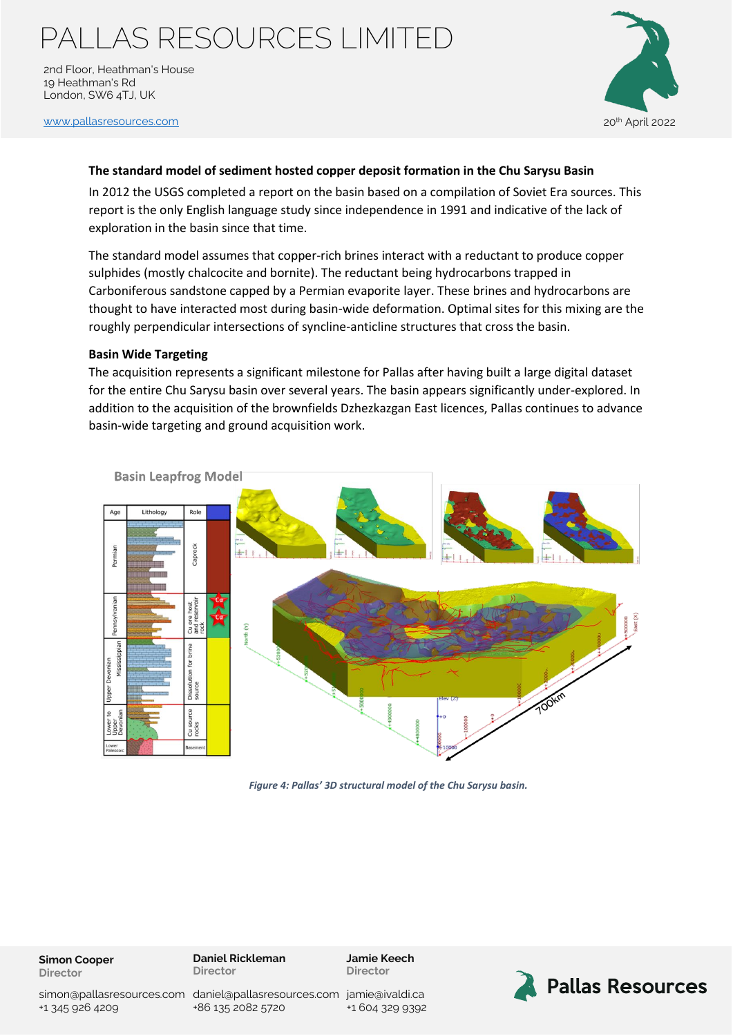### The standard model of sediment hosted copper deposit formation in the Chu Sarysu Basin

In 2012 the USGS completed a report on the basin based on a compilation of Soviet Era sources. This report is the only English language study since independence in 1991 and indicative of the lack of exploration in the basin since that time.

The standard model assumes that copper-rich brines interact with a reductant to produce copper sulphides (mostly chalcocite and bornite). The reductant being hydrocarbons trapped in Carboniferous sandstone capped by a Permian evaporite layer. These brines and hydrocarbons are thought to have interacted most during basin-wide deformation. Optimal sites for this mixing are the roughly perpendicular intersections of syncline-anticline structures that cross the basin.

### Basin Wide Targeting

The acquisition represents a significant milestone for Pallas after having built a large digital dataset for the entire Chu Sarysu basin over several years. The basin appears significantly under-explored. In addition to the acquisition of the brownfields Dzhezkazgan East licences, Pallas continues to advance basin-wide targeting and ground acquisition work.

Basin Leapfrog Model

Age | Lithology | Role

Permian — Caprock

Pennsylvanian — Cu ore host and reservoir rock — Cu

Upper Devonian / Mississippian — Dissolution for brine source

Lower to Upper Devonian — Cu source rocks

Lower Paleozoic — Basement

700km

*Figure 4: Pallas' 3D structural model of the Chu Sarysu basin.*